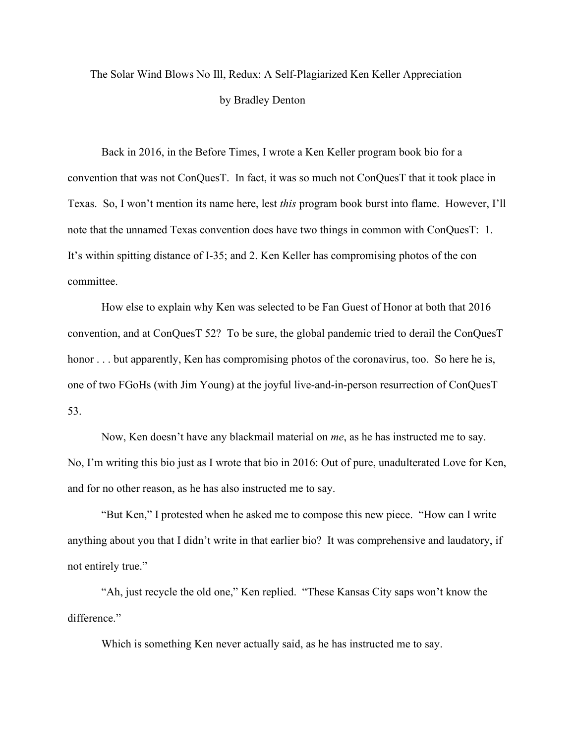# The Solar Wind Blows No Ill, Redux: A Self-Plagiarized Ken Keller Appreciation

by Bradley Denton

Back in 2016, in the Before Times, I wrote a Ken Keller program book bio for a convention that was not ConQuesT. In fact, it was so much not ConQuesT that it took place in Texas. So, I won't mention its name here, lest *this* program book burst into flame. However, I'll note that the unnamed Texas convention does have two things in common with ConQuesT: 1. It's within spitting distance of I-35; and 2. Ken Keller has compromising photos of the con committee.

How else to explain why Ken was selected to be Fan Guest of Honor at both that 2016 convention, and at ConQuesT 52? To be sure, the global pandemic tried to derail the ConQuesT honor . . . but apparently, Ken has compromising photos of the coronavirus, too. So here he is, one of two FGoHs (with Jim Young) at the joyful live-and-in-person resurrection of ConQuesT 53.

Now, Ken doesn't have any blackmail material on *me*, as he has instructed me to say. No, I'm writing this bio just as I wrote that bio in 2016: Out of pure, unadulterated Love for Ken, and for no other reason, as he has also instructed me to say.

"But Ken," I protested when he asked me to compose this new piece. "How can I write anything about you that I didn't write in that earlier bio? It was comprehensive and laudatory, if not entirely true."

"Ah, just recycle the old one," Ken replied. "These Kansas City saps won't know the difference."

Which is something Ken never actually said, as he has instructed me to say.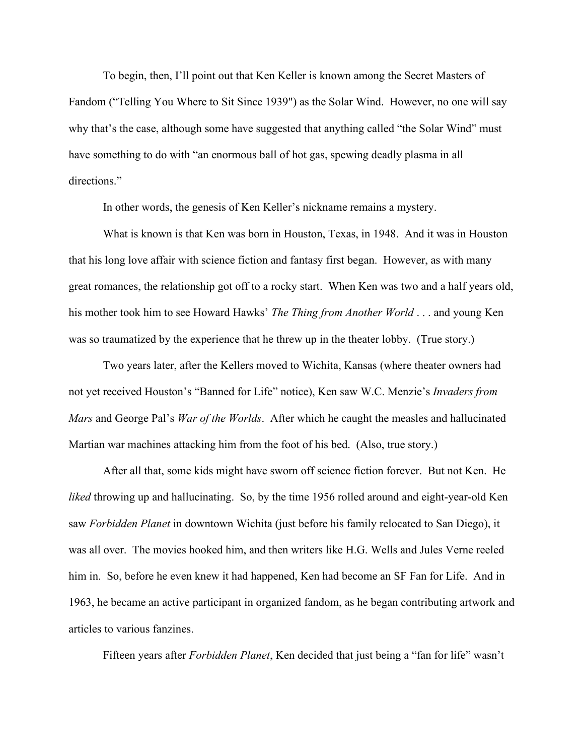To begin, then, I'll point out that Ken Keller is known among the Secret Masters of Fandom ("Telling You Where to Sit Since 1939") as the Solar Wind. However, no one will say why that's the case, although some have suggested that anything called "the Solar Wind" must have something to do with "an enormous ball of hot gas, spewing deadly plasma in all directions."

In other words, the genesis of Ken Keller's nickname remains a mystery.

What is known is that Ken was born in Houston, Texas, in 1948. And it was in Houston that his long love affair with science fiction and fantasy first began. However, as with many great romances, the relationship got off to a rocky start. When Ken was two and a half years old, his mother took him to see Howard Hawks' *The Thing from Another World* . . . and young Ken was so traumatized by the experience that he threw up in the theater lobby. (True story.)

Two years later, after the Kellers moved to Wichita, Kansas (where theater owners had not yet received Houston's "Banned for Life" notice), Ken saw W.C. Menzie's *Invaders from Mars* and George Pal's *War of the Worlds*. After which he caught the measles and hallucinated Martian war machines attacking him from the foot of his bed. (Also, true story.)

After all that, some kids might have sworn off science fiction forever. But not Ken. He *liked* throwing up and hallucinating. So, by the time 1956 rolled around and eight-year-old Ken saw *Forbidden Planet* in downtown Wichita (just before his family relocated to San Diego), it was all over. The movies hooked him, and then writers like H.G. Wells and Jules Verne reeled him in. So, before he even knew it had happened, Ken had become an SF Fan for Life. And in 1963, he became an active participant in organized fandom, as he began contributing artwork and articles to various fanzines.

Fifteen years after *Forbidden Planet*, Ken decided that just being a "fan for life" wasn't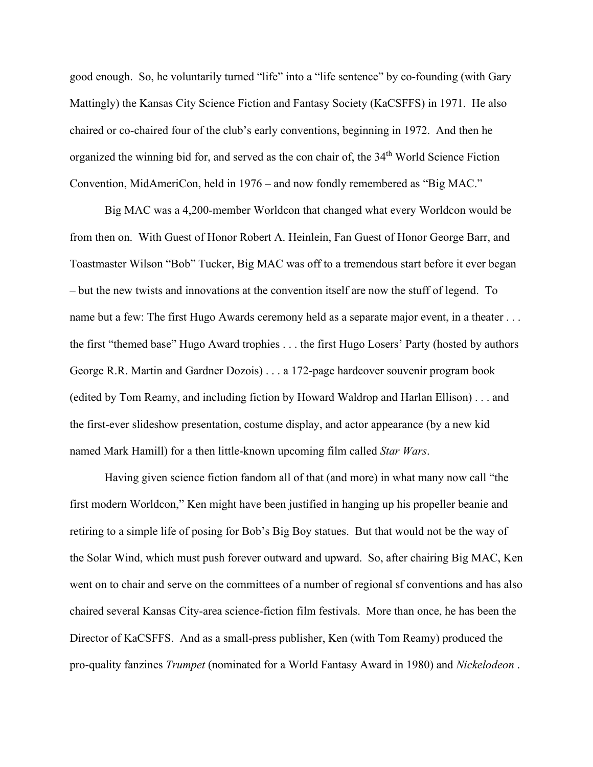good enough. So, he voluntarily turned "life" into a "life sentence" by co-founding (with Gary Mattingly) the Kansas City Science Fiction and Fantasy Society (KaCSFFS) in 1971. He also chaired or co-chaired four of the club's early conventions, beginning in 1972. And then he organized the winning bid for, and served as the con chair of, the 34th World Science Fiction Convention, MidAmeriCon, held in 1976 – and now fondly remembered as "Big MAC."

Big MAC was a 4,200-member Worldcon that changed what every Worldcon would be from then on. With Guest of Honor Robert A. Heinlein, Fan Guest of Honor George Barr, and Toastmaster Wilson "Bob" Tucker, Big MAC was off to a tremendous start before it ever began – but the new twists and innovations at the convention itself are now the stuff of legend. To name but a few: The first Hugo Awards ceremony held as a separate major event, in a theater . . . the first "themed base" Hugo Award trophies . . . the first Hugo Losers' Party (hosted by authors George R.R. Martin and Gardner Dozois) . . . a 172-page hardcover souvenir program book (edited by Tom Reamy, and including fiction by Howard Waldrop and Harlan Ellison) . . . and the first-ever slideshow presentation, costume display, and actor appearance (by a new kid named Mark Hamill) for a then little-known upcoming film called *Star Wars*.

Having given science fiction fandom all of that (and more) in what many now call "the first modern Worldcon," Ken might have been justified in hanging up his propeller beanie and retiring to a simple life of posing for Bob's Big Boy statues. But that would not be the way of the Solar Wind, which must push forever outward and upward. So, after chairing Big MAC, Ken went on to chair and serve on the committees of a number of regional sf conventions and has also chaired several Kansas City-area science-fiction film festivals. More than once, he has been the Director of KaCSFFS. And as a small-press publisher, Ken (with Tom Reamy) produced the pro-quality fanzines *Trumpet* (nominated for a World Fantasy Award in 1980) and *Nickelodeon* .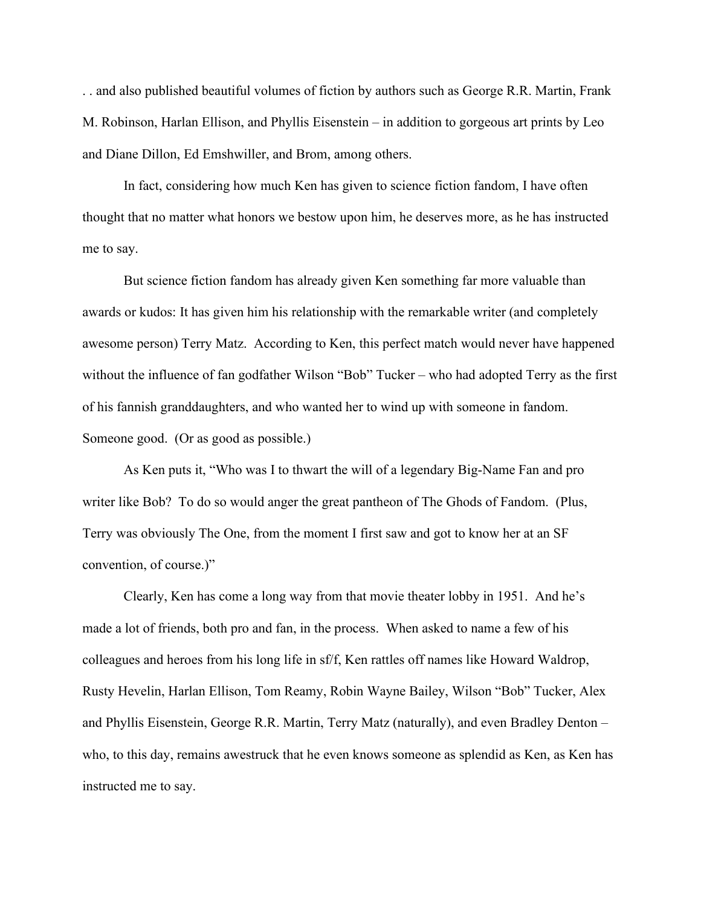. . and also published beautiful volumes of fiction by authors such as George R.R. Martin, Frank M. Robinson, Harlan Ellison, and Phyllis Eisenstein – in addition to gorgeous art prints by Leo and Diane Dillon, Ed Emshwiller, and Brom, among others.

In fact, considering how much Ken has given to science fiction fandom, I have often thought that no matter what honors we bestow upon him, he deserves more, as he has instructed me to say.

But science fiction fandom has already given Ken something far more valuable than awards or kudos: It has given him his relationship with the remarkable writer (and completely awesome person) Terry Matz. According to Ken, this perfect match would never have happened without the influence of fan godfather Wilson "Bob" Tucker – who had adopted Terry as the first of his fannish granddaughters, and who wanted her to wind up with someone in fandom. Someone good. (Or as good as possible.)

As Ken puts it, "Who was I to thwart the will of a legendary Big-Name Fan and pro writer like Bob? To do so would anger the great pantheon of The Ghods of Fandom. (Plus, Terry was obviously The One, from the moment I first saw and got to know her at an SF convention, of course.)"

Clearly, Ken has come a long way from that movie theater lobby in 1951. And he's made a lot of friends, both pro and fan, in the process. When asked to name a few of his colleagues and heroes from his long life in sf/f, Ken rattles off names like Howard Waldrop, Rusty Hevelin, Harlan Ellison, Tom Reamy, Robin Wayne Bailey, Wilson "Bob" Tucker, Alex and Phyllis Eisenstein, George R.R. Martin, Terry Matz (naturally), and even Bradley Denton – who, to this day, remains awestruck that he even knows someone as splendid as Ken, as Ken has instructed me to say.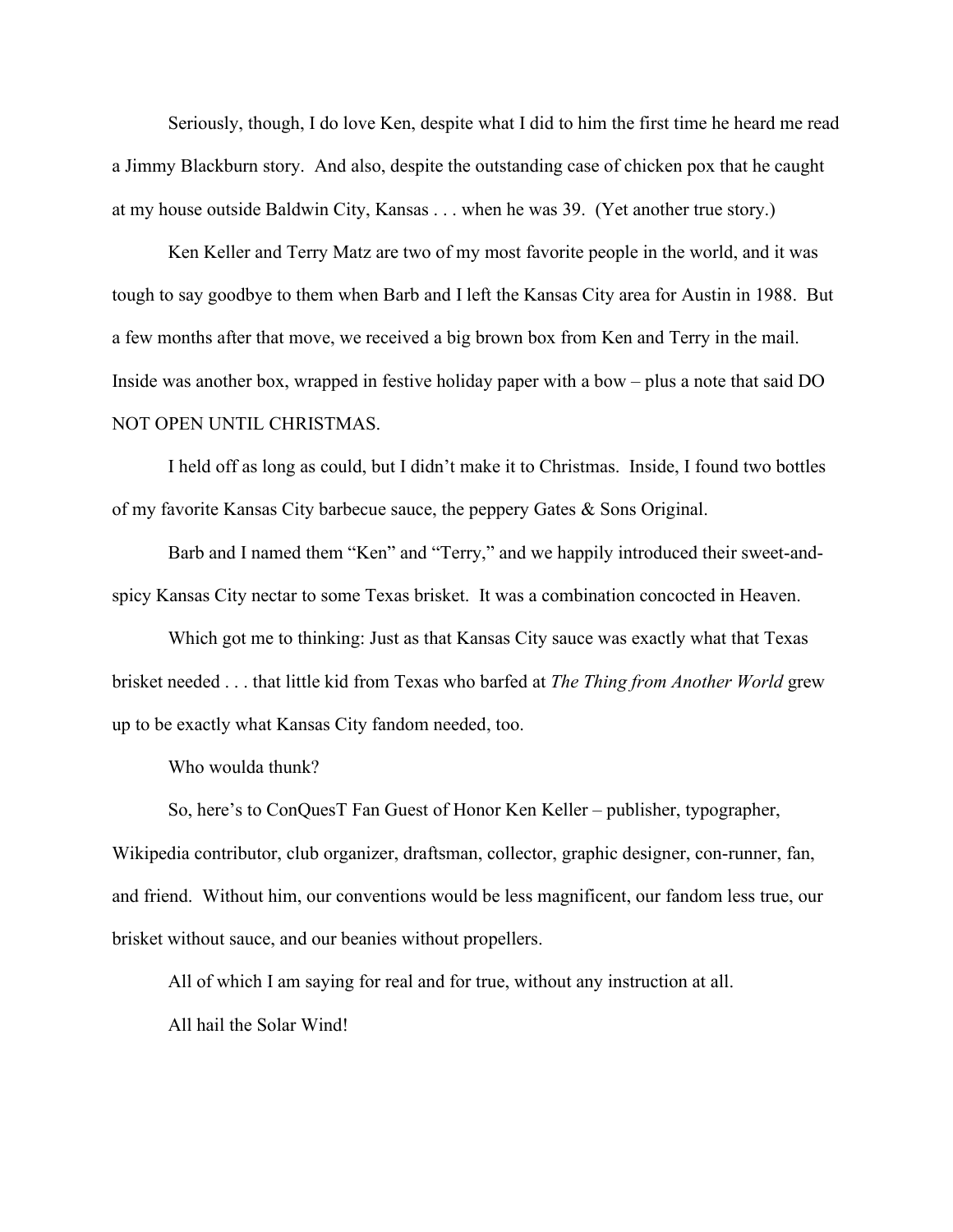Seriously, though, I do love Ken, despite what I did to him the first time he heard me read a Jimmy Blackburn story. And also, despite the outstanding case of chicken pox that he caught at my house outside Baldwin City, Kansas . . . when he was 39. (Yet another true story.)

Ken Keller and Terry Matz are two of my most favorite people in the world, and it was tough to say goodbye to them when Barb and I left the Kansas City area for Austin in 1988. But a few months after that move, we received a big brown box from Ken and Terry in the mail. Inside was another box, wrapped in festive holiday paper with a bow – plus a note that said DO NOT OPEN UNTIL CHRISTMAS.

I held off as long as could, but I didn't make it to Christmas. Inside, I found two bottles of my favorite Kansas City barbecue sauce, the peppery Gates & Sons Original.

Barb and I named them "Ken" and "Terry," and we happily introduced their sweet-and-spicy Kansas City nectar to some Texas brisket. It was a combination concocted in Heaven.

Which got me to thinking: Just as that Kansas City sauce was exactly what that Texas brisket needed . . . that little kid from Texas who barfed at *The Thing from Another World* grew up to be exactly what Kansas City fandom needed, too.

Who woulda thunk?

So, here's to ConQuesT Fan Guest of Honor Ken Keller – publisher, typographer, Wikipedia contributor, club organizer, draftsman, collector, graphic designer, con-runner, fan, and friend. Without him, our conventions would be less magnificent, our fandom less true, our brisket without sauce, and our beanies without propellers.

All of which I am saying for real and for true, without any instruction at all.

All hail the Solar Wind!